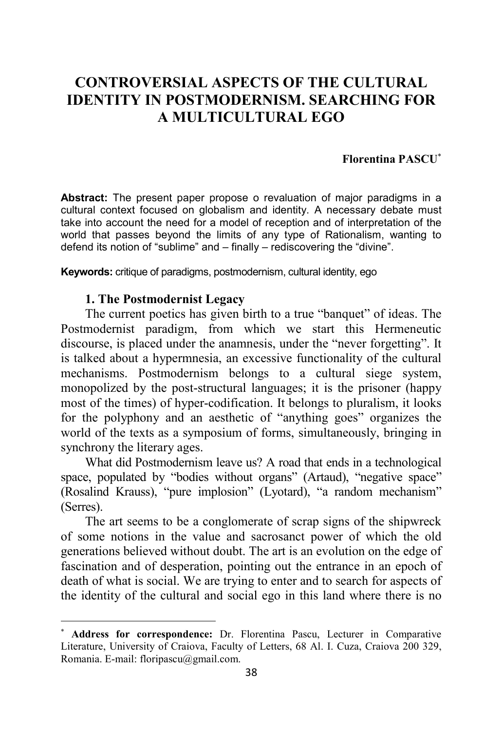# CONTROVERSIAL ASPECTS OF THE CULTURAL IDENTITY IN POSTMODERNISM. SEARCHING FOR A MULTICULTURAL EGO

**Florentina PASCU**[*]

**Abstract:** The present paper propose o revaluation of major paradigms in a cultural context focused on globalism and identity. A necessary debate must take into account the need for a model of reception and of interpretation of the world that passes beyond the limits of any type of Rationalism, wanting to defend its notion of "sublime" and – finally – rediscovering the "divine".

**Keywords:** critique of paradigms, postmodernism, cultural identity, ego

## 1. The Postmodernist Legacy

The current poetics has given birth to a true "banquet" of ideas. The Postmodernist paradigm, from which we start this Hermeneutic discourse, is placed under the anamnesis, under the "never forgetting". It is talked about a hypermnesia, an excessive functionality of the cultural mechanisms. Postmodernism belongs to a cultural siege system, monopolized by the post-structural languages; it is the prisoner (happy most of the times) of hyper-codification. It belongs to pluralism, it looks for the polyphony and an aesthetic of "anything goes" organizes the world of the texts as a symposium of forms, simultaneously, bringing in synchrony the literary ages.

What did Postmodernism leave us? A road that ends in a technological space, populated by "bodies without organs" (Artaud), "negative space" (Rosalind Krauss), "pure implosion" (Lyotard), "a random mechanism" (Serres).

The art seems to be a conglomerate of scrap signs of the shipwreck of some notions in the value and sacrosanct power of which the old generations believed without doubt. The art is an evolution on the edge of fascination and of desperation, pointing out the entrance in an epoch of death of what is social. We are trying to enter and to search for aspects of the identity of the cultural and social ego in this land where there is no

---

[*] **Address for correspondence:** Dr. Florentina Pascu, Lecturer in Comparative Literature, University of Craiova, Faculty of Letters, 68 Al. I. Cuza, Craiova 200 329, Romania. E-mail: floripascu@gmail.com.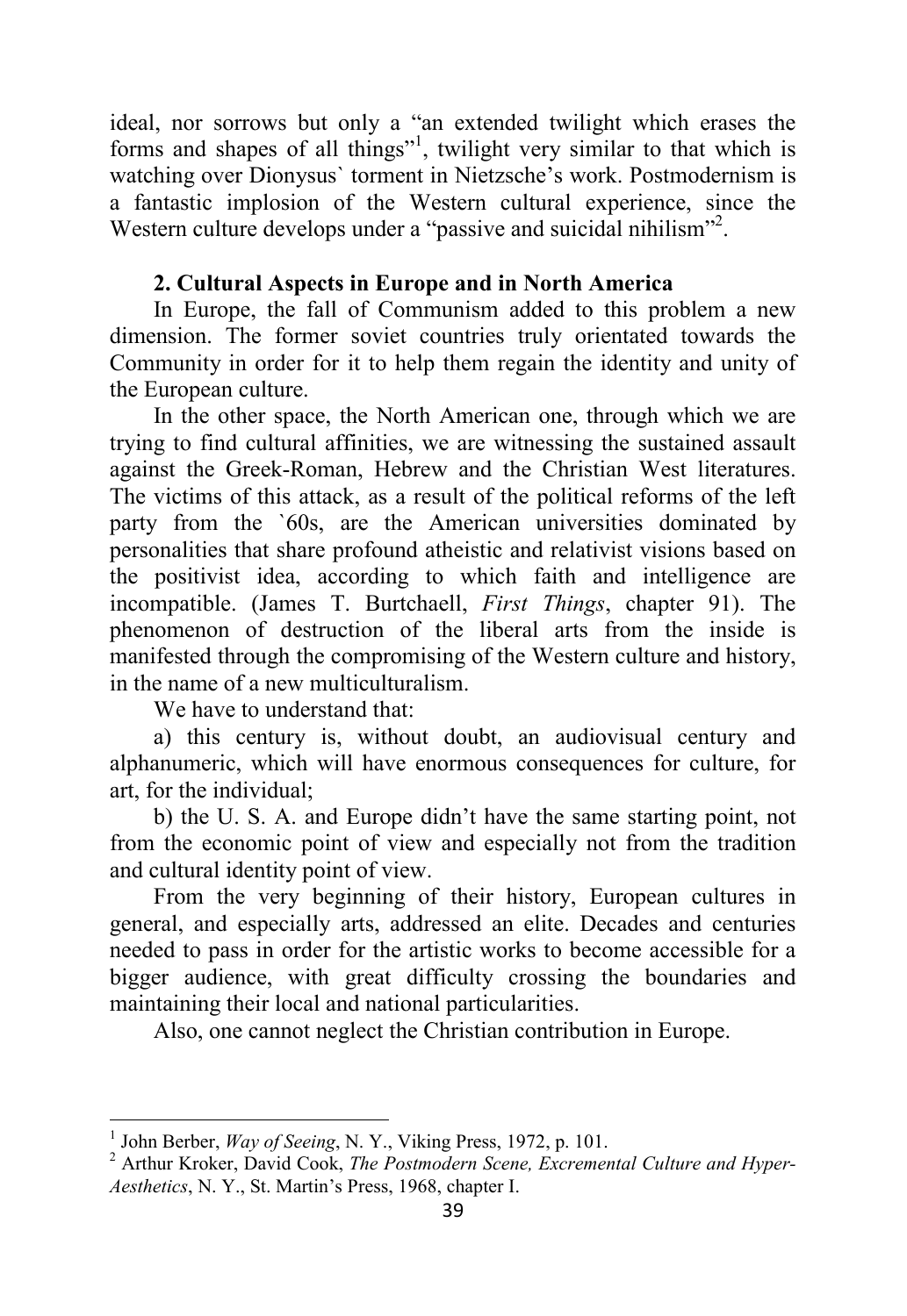ideal, nor sorrows but only a "an extended twilight which erases the forms and shapes of all things"[1], twilight very similar to that which is watching over Dionysus` torment in Nietzsche's work. Postmodernism is a fantastic implosion of the Western cultural experience, since the Western culture develops under a "passive and suicidal nihilism"[2].

## 2. Cultural Aspects in Europe and in North America

In Europe, the fall of Communism added to this problem a new dimension. The former soviet countries truly orientated towards the Community in order for it to help them regain the identity and unity of the European culture.

In the other space, the North American one, through which we are trying to find cultural affinities, we are witnessing the sustained assault against the Greek-Roman, Hebrew and the Christian West literatures. The victims of this attack, as a result of the political reforms of the left party from the `60s, are the American universities dominated by personalities that share profound atheistic and relativist visions based on the positivist idea, according to which faith and intelligence are incompatible. (James T. Burtchaell, *First Things*, chapter 91). The phenomenon of destruction of the liberal arts from the inside is manifested through the compromising of the Western culture and history, in the name of a new multiculturalism.

We have to understand that:

a) this century is, without doubt, an audiovisual century and alphanumeric, which will have enormous consequences for culture, for art, for the individual;

b) the U. S. A. and Europe didn't have the same starting point, not from the economic point of view and especially not from the tradition and cultural identity point of view.

From the very beginning of their history, European cultures in general, and especially arts, addressed an elite. Decades and centuries needed to pass in order for the artistic works to become accessible for a bigger audience, with great difficulty crossing the boundaries and maintaining their local and national particularities.

Also, one cannot neglect the Christian contribution in Europe.

---

[1] John Berber, *Way of Seeing*, N. Y., Viking Press, 1972, p. 101.

[2] Arthur Kroker, David Cook, *The Postmodern Scene, Excremental Culture and Hyper-Aesthetics*, N. Y., St. Martin's Press, 1968, chapter I.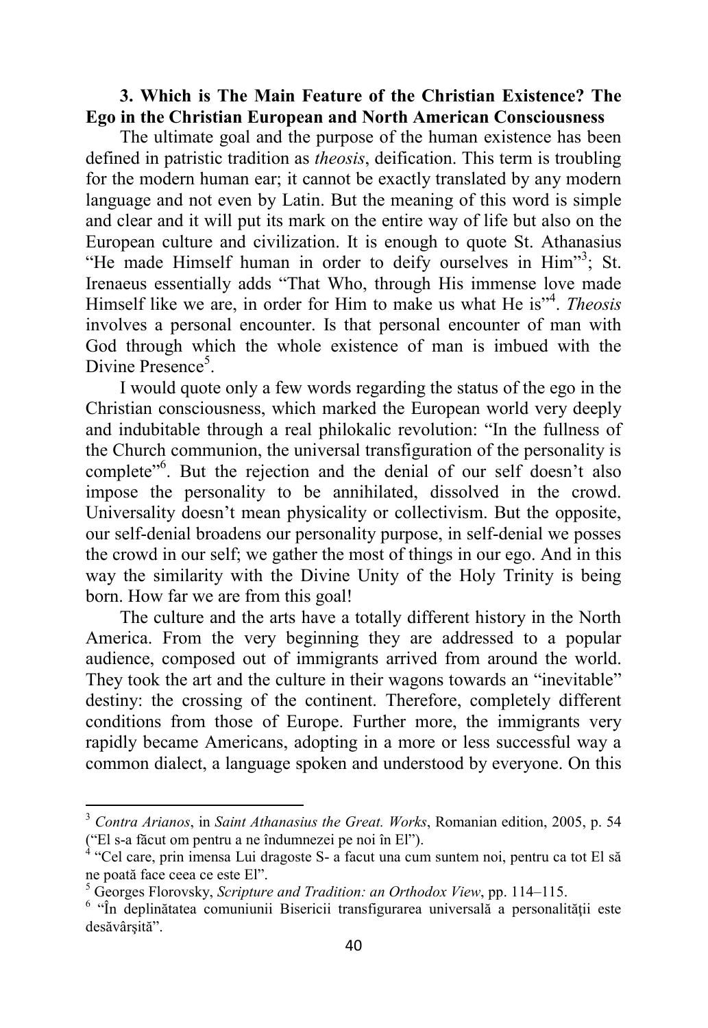### 3. Which is The Main Feature of the Christian Existence? The Ego in the Christian European and North American Consciousness

The ultimate goal and the purpose of the human existence has been defined in patristic tradition as *theosis*, deification. This term is troubling for the modern human ear; it cannot be exactly translated by any modern language and not even by Latin. But the meaning of this word is simple and clear and it will put its mark on the entire way of life but also on the European culture and civilization. It is enough to quote St. Athanasius "He made Himself human in order to deify ourselves in Him"[3]; St. Irenaeus essentially adds "That Who, through His immense love made Himself like we are, in order for Him to make us what He is"[4]. *Theosis* involves a personal encounter. Is that personal encounter of man with God through which the whole existence of man is imbued with the Divine Presence[5].

I would quote only a few words regarding the status of the ego in the Christian consciousness, which marked the European world very deeply and indubitable through a real philokalic revolution: "In the fullness of the Church communion, the universal transfiguration of the personality is complete"[6]. But the rejection and the denial of our self doesn't also impose the personality to be annihilated, dissolved in the crowd. Universality doesn't mean physicality or collectivism. But the opposite, our self-denial broadens our personality purpose, in self-denial we posses the crowd in our self; we gather the most of things in our ego. And in this way the similarity with the Divine Unity of the Holy Trinity is being born. How far we are from this goal!

The culture and the arts have a totally different history in the North America. From the very beginning they are addressed to a popular audience, composed out of immigrants arrived from around the world. They took the art and the culture in their wagons towards an "inevitable" destiny: the crossing of the continent. Therefore, completely different conditions from those of Europe. Further more, the immigrants very rapidly became Americans, adopting in a more or less successful way a common dialect, a language spoken and understood by everyone. On this

---

[3] *Contra Arianos*, in *Saint Athanasius the Great. Works*, Romanian edition, 2005, p. 54 ("El s-a făcut om pentru a ne îndumnezei pe noi în El").

[4] "Cel care, prin imensa Lui dragoste S- a facut una cum suntem noi, pentru ca tot El să ne poată face ceea ce este El".

[5] Georges Florovsky, *Scripture and Tradition: an Orthodox View*, pp. 114–115.

[6] "În deplinătatea comuniunii Bisericii transfigurarea universală a personalității este desăvârșită".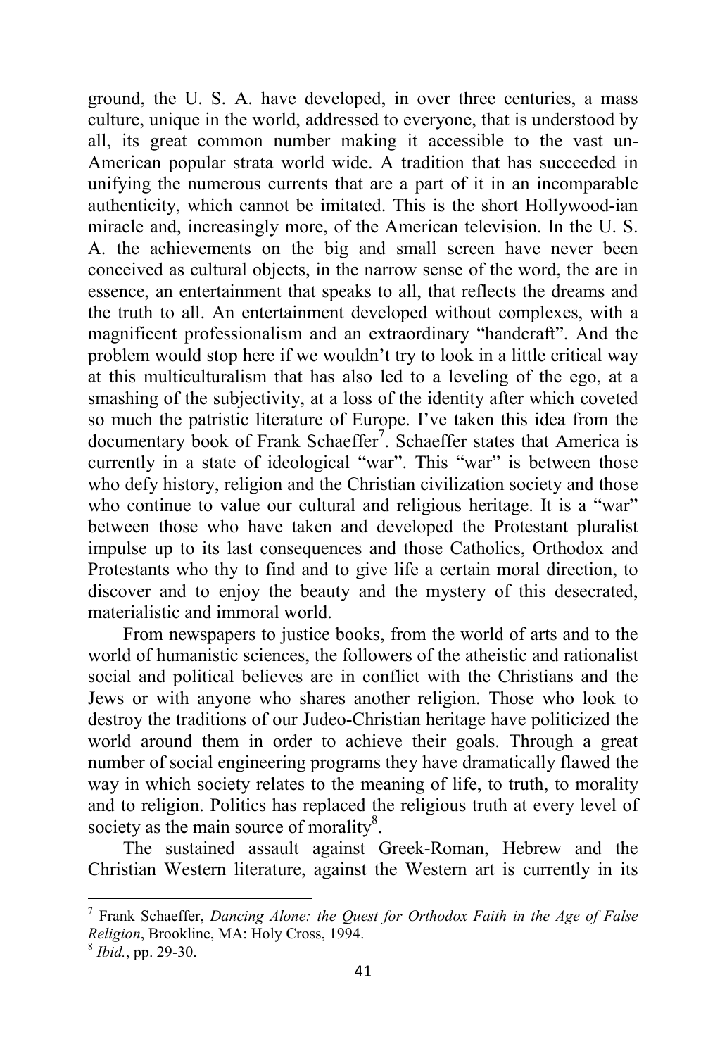ground, the U. S. A. have developed, in over three centuries, a mass culture, unique in the world, addressed to everyone, that is understood by all, its great common number making it accessible to the vast un-American popular strata world wide. A tradition that has succeeded in unifying the numerous currents that are a part of it in an incomparable authenticity, which cannot be imitated. This is the short Hollywood-ian miracle and, increasingly more, of the American television. In the U. S. A. the achievements on the big and small screen have never been conceived as cultural objects, in the narrow sense of the word, the are in essence, an entertainment that speaks to all, that reflects the dreams and the truth to all. An entertainment developed without complexes, with a magnificent professionalism and an extraordinary "handcraft". And the problem would stop here if we wouldn't try to look in a little critical way at this multiculturalism that has also led to a leveling of the ego, at a smashing of the subjectivity, at a loss of the identity after which coveted so much the patristic literature of Europe. I've taken this idea from the documentary book of Frank Schaeffer[7]. Schaeffer states that America is currently in a state of ideological "war". This "war" is between those who defy history, religion and the Christian civilization society and those who continue to value our cultural and religious heritage. It is a "war" between those who have taken and developed the Protestant pluralist impulse up to its last consequences and those Catholics, Orthodox and Protestants who thy to find and to give life a certain moral direction, to discover and to enjoy the beauty and the mystery of this desecrated, materialistic and immoral world.

From newspapers to justice books, from the world of arts and to the world of humanistic sciences, the followers of the atheistic and rationalist social and political believes are in conflict with the Christians and the Jews or with anyone who shares another religion. Those who look to destroy the traditions of our Judeo-Christian heritage have politicized the world around them in order to achieve their goals. Through a great number of social engineering programs they have dramatically flawed the way in which society relates to the meaning of life, to truth, to morality and to religion. Politics has replaced the religious truth at every level of society as the main source of morality[8].

The sustained assault against Greek-Roman, Hebrew and the Christian Western literature, against the Western art is currently in its

---

[7] Frank Schaeffer, *Dancing Alone: the Quest for Orthodox Faith in the Age of False Religion*, Brookline, MA: Holy Cross, 1994.

[8] *Ibid.*, pp. 29-30.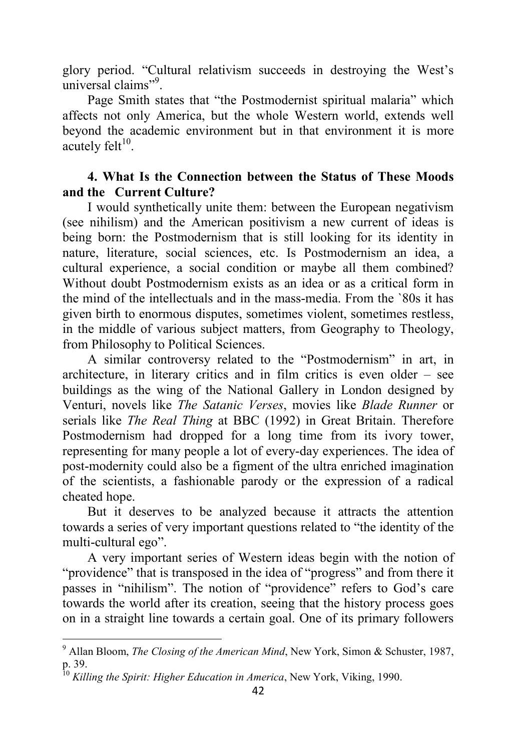glory period. "Cultural relativism succeeds in destroying the West's universal claims"[9].

Page Smith states that "the Postmodernist spiritual malaria" which affects not only America, but the whole Western world, extends well beyond the academic environment but in that environment it is more acutely felt[10].

## 4. What Is the Connection between the Status of These Moods and the Current Culture?

I would synthetically unite them: between the European negativism (see nihilism) and the American positivism a new current of ideas is being born: the Postmodernism that is still looking for its identity in nature, literature, social sciences, etc. Is Postmodernism an idea, a cultural experience, a social condition or maybe all them combined? Without doubt Postmodernism exists as an idea or as a critical form in the mind of the intellectuals and in the mass-media. From the `80s it has given birth to enormous disputes, sometimes violent, sometimes restless, in the middle of various subject matters, from Geography to Theology, from Philosophy to Political Sciences.

A similar controversy related to the "Postmodernism" in art, in architecture, in literary critics and in film critics is even older – see buildings as the wing of the National Gallery in London designed by Venturi, novels like *The Satanic Verses*, movies like *Blade Runner* or serials like *The Real Thing* at BBC (1992) in Great Britain. Therefore Postmodernism had dropped for a long time from its ivory tower, representing for many people a lot of every-day experiences. The idea of post-modernity could also be a figment of the ultra enriched imagination of the scientists, a fashionable parody or the expression of a radical cheated hope.

But it deserves to be analyzed because it attracts the attention towards a series of very important questions related to "the identity of the multi-cultural ego".

A very important series of Western ideas begin with the notion of "providence" that is transposed in the idea of "progress" and from there it passes in "nihilism". The notion of "providence" refers to God's care towards the world after its creation, seeing that the history process goes on in a straight line towards a certain goal. One of its primary followers

---

[9] Allan Bloom, *The Closing of the American Mind*, New York, Simon & Schuster, 1987, p. 39.

[10] *Killing the Spirit: Higher Education in America*, New York, Viking, 1990.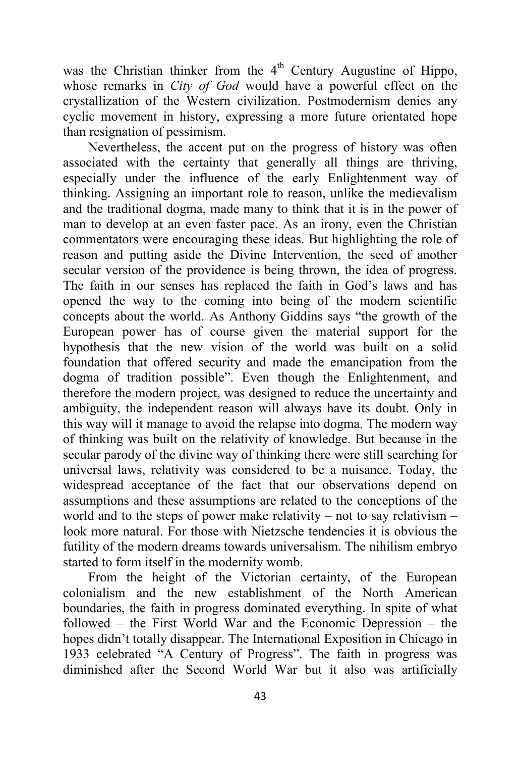was the Christian thinker from the 4th Century Augustine of Hippo, whose remarks in *City of God* would have a powerful effect on the crystallization of the Western civilization. Postmodernism denies any cyclic movement in history, expressing a more future orientated hope than resignation of pessimism.

Nevertheless, the accent put on the progress of history was often associated with the certainty that generally all things are thriving, especially under the influence of the early Enlightenment way of thinking. Assigning an important role to reason, unlike the medievalism and the traditional dogma, made many to think that it is in the power of man to develop at an even faster pace. As an irony, even the Christian commentators were encouraging these ideas. But highlighting the role of reason and putting aside the Divine Intervention, the seed of another secular version of the providence is being thrown, the idea of progress. The faith in our senses has replaced the faith in God's laws and has opened the way to the coming into being of the modern scientific concepts about the world. As Anthony Giddins says "the growth of the European power has of course given the material support for the hypothesis that the new vision of the world was built on a solid foundation that offered security and made the emancipation from the dogma of tradition possible". Even though the Enlightenment, and therefore the modern project, was designed to reduce the uncertainty and ambiguity, the independent reason will always have its doubt. Only in this way will it manage to avoid the relapse into dogma. The modern way of thinking was built on the relativity of knowledge. But because in the secular parody of the divine way of thinking there were still searching for universal laws, relativity was considered to be a nuisance. Today, the widespread acceptance of the fact that our observations depend on assumptions and these assumptions are related to the conceptions of the world and to the steps of power make relativity – not to say relativism – look more natural. For those with Nietzsche tendencies it is obvious the futility of the modern dreams towards universalism. The nihilism embryo started to form itself in the modernity womb.

From the height of the Victorian certainty, of the European colonialism and the new establishment of the North American boundaries, the faith in progress dominated everything. In spite of what followed – the First World War and the Economic Depression – the hopes didn't totally disappear. The International Exposition in Chicago in 1933 celebrated "A Century of Progress". The faith in progress was diminished after the Second World War but it also was artificially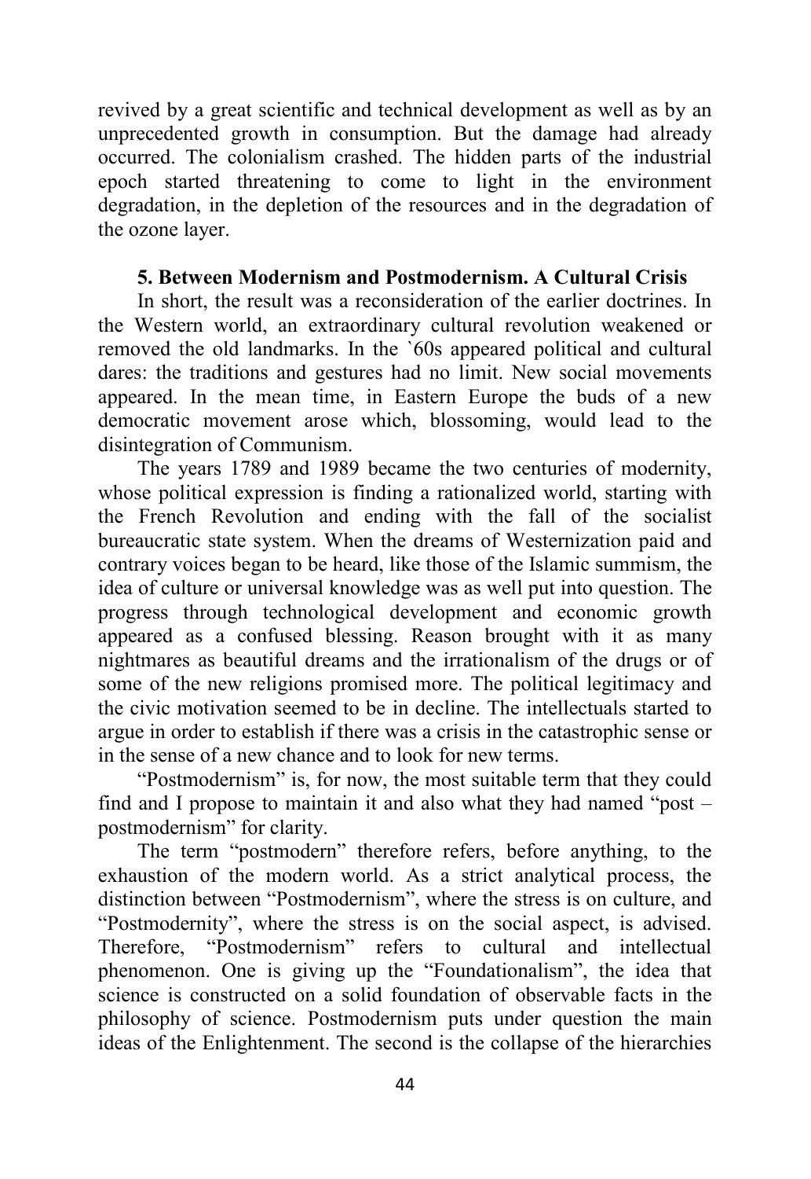revived by a great scientific and technical development as well as by an unprecedented growth in consumption. But the damage had already occurred. The colonialism crashed. The hidden parts of the industrial epoch started threatening to come to light in the environment degradation, in the depletion of the resources and in the degradation of the ozone layer.

### 5. Between Modernism and Postmodernism. A Cultural Crisis

In short, the result was a reconsideration of the earlier doctrines. In the Western world, an extraordinary cultural revolution weakened or removed the old landmarks. In the `60s appeared political and cultural dares: the traditions and gestures had no limit. New social movements appeared. In the mean time, in Eastern Europe the buds of a new democratic movement arose which, blossoming, would lead to the disintegration of Communism.

The years 1789 and 1989 became the two centuries of modernity, whose political expression is finding a rationalized world, starting with the French Revolution and ending with the fall of the socialist bureaucratic state system. When the dreams of Westernization paid and contrary voices began to be heard, like those of the Islamic summism, the idea of culture or universal knowledge was as well put into question. The progress through technological development and economic growth appeared as a confused blessing. Reason brought with it as many nightmares as beautiful dreams and the irrationalism of the drugs or of some of the new religions promised more. The political legitimacy and the civic motivation seemed to be in decline. The intellectuals started to argue in order to establish if there was a crisis in the catastrophic sense or in the sense of a new chance and to look for new terms.

"Postmodernism" is, for now, the most suitable term that they could find and I propose to maintain it and also what they had named "post – postmodernism" for clarity.

The term "postmodern" therefore refers, before anything, to the exhaustion of the modern world. As a strict analytical process, the distinction between "Postmodernism", where the stress is on culture, and "Postmodernity", where the stress is on the social aspect, is advised. Therefore, "Postmodernism" refers to cultural and intellectual phenomenon. One is giving up the "Foundationalism", the idea that science is constructed on a solid foundation of observable facts in the philosophy of science. Postmodernism puts under question the main ideas of the Enlightenment. The second is the collapse of the hierarchies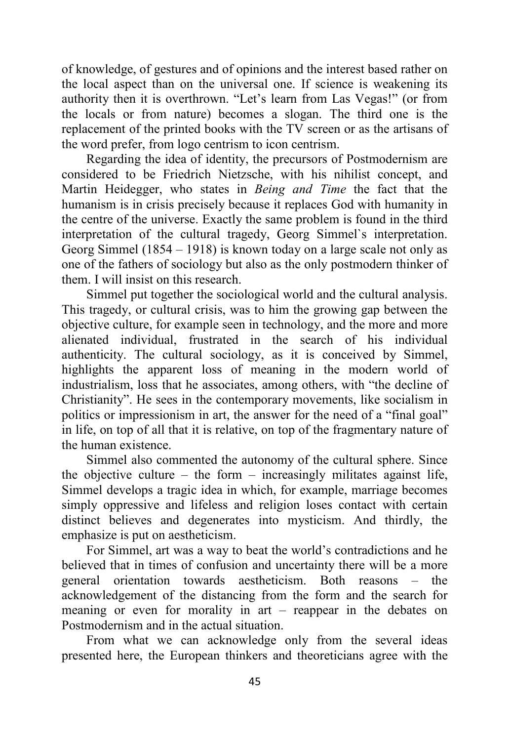of knowledge, of gestures and of opinions and the interest based rather on the local aspect than on the universal one. If science is weakening its authority then it is overthrown. “Let’s learn from Las Vegas!” (or from the locals or from nature) becomes a slogan. The third one is the replacement of the printed books with the TV screen or as the artisans of the word prefer, from logo centrism to icon centrism.

Regarding the idea of identity, the precursors of Postmodernism are considered to be Friedrich Nietzsche, with his nihilist concept, and Martin Heidegger, who states in *Being and Time* the fact that the humanism is in crisis precisely because it replaces God with humanity in the centre of the universe. Exactly the same problem is found in the third interpretation of the cultural tragedy, Georg Simmel`s interpretation. Georg Simmel (1854 – 1918) is known today on a large scale not only as one of the fathers of sociology but also as the only postmodern thinker of them. I will insist on this research.

Simmel put together the sociological world and the cultural analysis. This tragedy, or cultural crisis, was to him the growing gap between the objective culture, for example seen in technology, and the more and more alienated individual, frustrated in the search of his individual authenticity. The cultural sociology, as it is conceived by Simmel, highlights the apparent loss of meaning in the modern world of industrialism, loss that he associates, among others, with “the decline of Christianity”. He sees in the contemporary movements, like socialism in politics or impressionism in art, the answer for the need of a “final goal” in life, on top of all that it is relative, on top of the fragmentary nature of the human existence.

Simmel also commented the autonomy of the cultural sphere. Since the objective culture – the form – increasingly militates against life, Simmel develops a tragic idea in which, for example, marriage becomes simply oppressive and lifeless and religion loses contact with certain distinct believes and degenerates into mysticism. And thirdly, the emphasize is put on aestheticism.

For Simmel, art was a way to beat the world’s contradictions and he believed that in times of confusion and uncertainty there will be a more general orientation towards aestheticism. Both reasons – the acknowledgement of the distancing from the form and the search for meaning or even for morality in art – reappear in the debates on Postmodernism and in the actual situation.

From what we can acknowledge only from the several ideas presented here, the European thinkers and theoreticians agree with the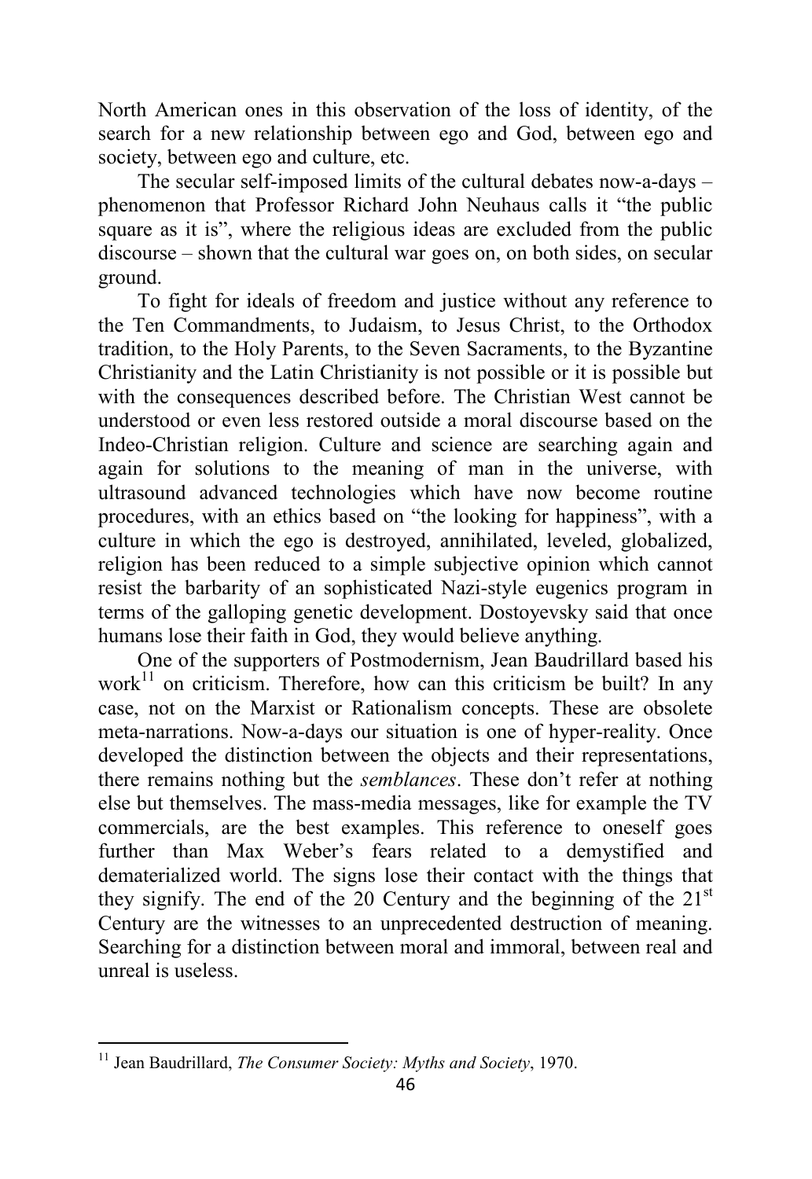North American ones in this observation of the loss of identity, of the search for a new relationship between ego and God, between ego and society, between ego and culture, etc.

The secular self-imposed limits of the cultural debates now-a-days – phenomenon that Professor Richard John Neuhaus calls it "the public square as it is", where the religious ideas are excluded from the public discourse – shown that the cultural war goes on, on both sides, on secular ground.

To fight for ideals of freedom and justice without any reference to the Ten Commandments, to Judaism, to Jesus Christ, to the Orthodox tradition, to the Holy Parents, to the Seven Sacraments, to the Byzantine Christianity and the Latin Christianity is not possible or it is possible but with the consequences described before. The Christian West cannot be understood or even less restored outside a moral discourse based on the Indeo-Christian religion. Culture and science are searching again and again for solutions to the meaning of man in the universe, with ultrasound advanced technologies which have now become routine procedures, with an ethics based on "the looking for happiness", with a culture in which the ego is destroyed, annihilated, leveled, globalized, religion has been reduced to a simple subjective opinion which cannot resist the barbarity of an sophisticated Nazi-style eugenics program in terms of the galloping genetic development. Dostoyevsky said that once humans lose their faith in God, they would believe anything.

One of the supporters of Postmodernism, Jean Baudrillard based his work[11] on criticism. Therefore, how can this criticism be built? In any case, not on the Marxist or Rationalism concepts. These are obsolete meta-narrations. Now-a-days our situation is one of hyper-reality. Once developed the distinction between the objects and their representations, there remains nothing but the *semblances*. These don't refer at nothing else but themselves. The mass-media messages, like for example the TV commercials, are the best examples. This reference to oneself goes further than Max Weber's fears related to a demystified and dematerialized world. The signs lose their contact with the things that they signify. The end of the 20 Century and the beginning of the 21st Century are the witnesses to an unprecedented destruction of meaning. Searching for a distinction between moral and immoral, between real and unreal is useless.

---

[11] Jean Baudrillard, *The Consumer Society: Myths and Society*, 1970.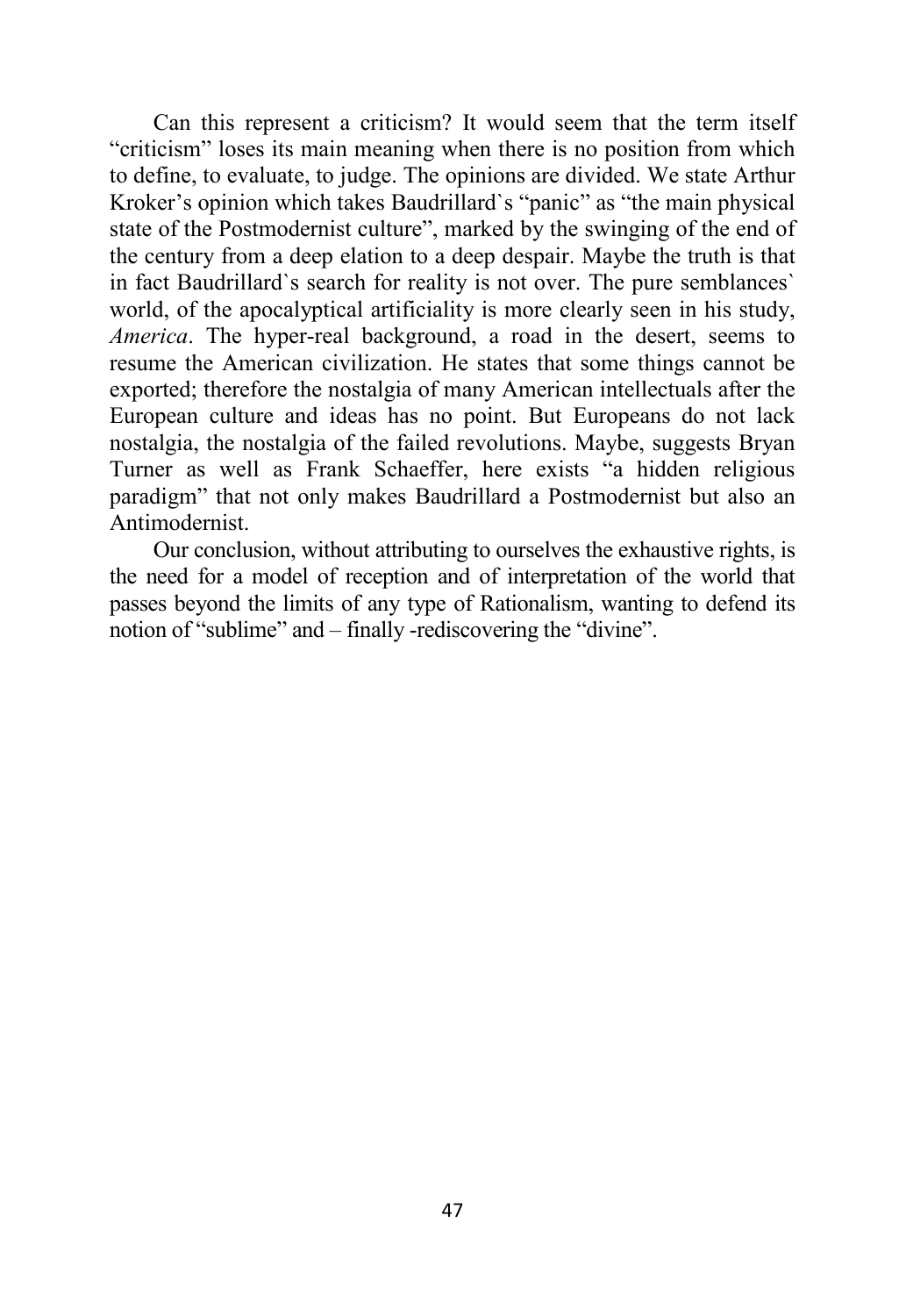Can this represent a criticism? It would seem that the term itself "criticism" loses its main meaning when there is no position from which to define, to evaluate, to judge. The opinions are divided. We state Arthur Kroker's opinion which takes Baudrillard`s "panic" as "the main physical state of the Postmodernist culture", marked by the swinging of the end of the century from a deep elation to a deep despair. Maybe the truth is that in fact Baudrillard`s search for reality is not over. The pure semblances` world, of the apocalyptical artificiality is more clearly seen in his study, *America*. The hyper-real background, a road in the desert, seems to resume the American civilization. He states that some things cannot be exported; therefore the nostalgia of many American intellectuals after the European culture and ideas has no point. But Europeans do not lack nostalgia, the nostalgia of the failed revolutions. Maybe, suggests Bryan Turner as well as Frank Schaeffer, here exists "a hidden religious paradigm" that not only makes Baudrillard a Postmodernist but also an Antimodernist.

Our conclusion, without attributing to ourselves the exhaustive rights, is the need for a model of reception and of interpretation of the world that passes beyond the limits of any type of Rationalism, wanting to defend its notion of "sublime" and – finally -rediscovering the "divine".